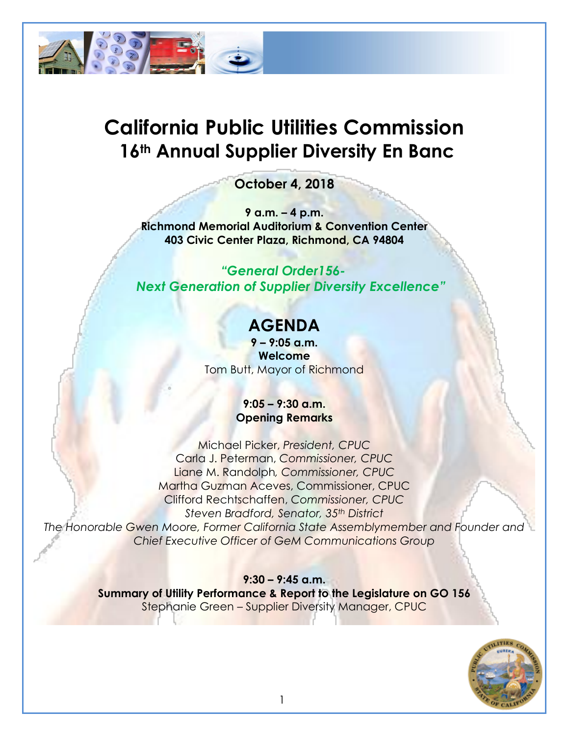# California Public Utilities Commission
## 16th Annual Supplier Diversity En Banc

**October 4, 2018**

**9 a.m. – 4 p.m.**
**Richmond Memorial Auditorium & Convention Center**
**403 Civic Center Plaza, Richmond, CA 94804**

***"General Order156-***
***Next Generation of Supplier Diversity Excellence"***

## AGENDA

**9 – 9:05 a.m.**
**Welcome**
Tom Butt, Mayor of Richmond

**9:05 – 9:30 a.m.**
**Opening Remarks**

Michael Picker, *President, CPUC*
Carla J. Peterman, *Commissioner, CPUC*
Liane M. Randolph, *Commissioner, CPUC*
Martha Guzman Aceves, Commissioner, CPUC
Clifford Rechtschaffen, *Commissioner, CPUC*
*Steven Bradford, Senator, 35th District*
*The Honorable Gwen Moore, Former California State Assemblymember and Founder and Chief Executive Officer of GeM Communications Group*

**9:30 – 9:45 a.m.**
**Summary of Utility Performance & Report to the Legislature on GO 156**
Stephanie Green – Supplier Diversity Manager, CPUC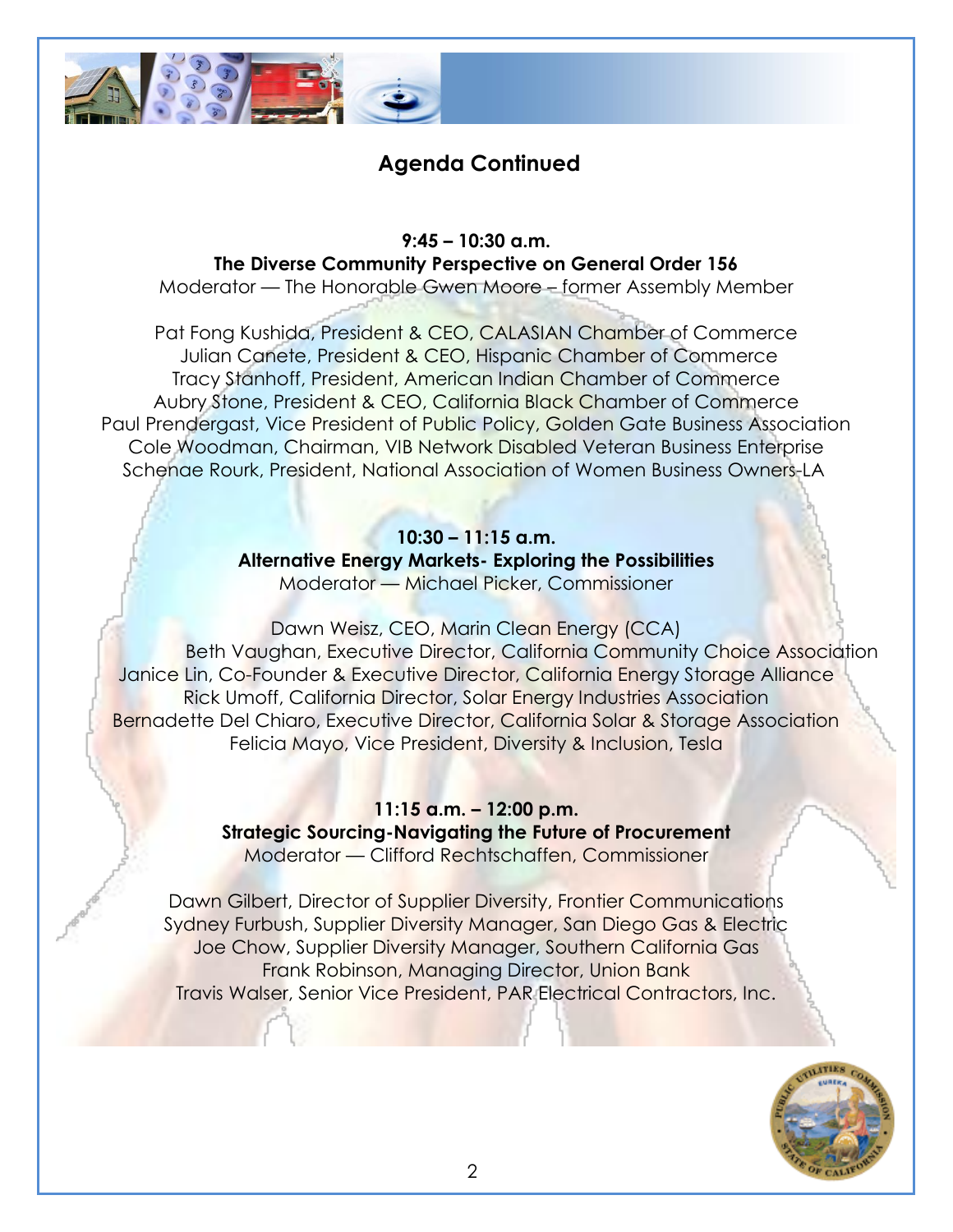## Agenda Continued

**9:45 – 10:30 a.m.**
**The Diverse Community Perspective on General Order 156**
Moderator — The Honorable Gwen Moore – former Assembly Member

Pat Fong Kushida, President & CEO, CALASIAN Chamber of Commerce
Julian Canete, President & CEO, Hispanic Chamber of Commerce
Tracy Stanhoff, President, American Indian Chamber of Commerce
Aubry Stone, President & CEO, California Black Chamber of Commerce
Paul Prendergast, Vice President of Public Policy, Golden Gate Business Association
Cole Woodman, Chairman, VIB Network Disabled Veteran Business Enterprise
Schenae Rourk, President, National Association of Women Business Owners-LA

**10:30 – 11:15 a.m.**
**Alternative Energy Markets- Exploring the Possibilities**
Moderator — Michael Picker, Commissioner

Dawn Weisz, CEO, Marin Clean Energy (CCA)
Beth Vaughan, Executive Director, California Community Choice Association
Janice Lin, Co-Founder & Executive Director, California Energy Storage Alliance
Rick Umoff, California Director, Solar Energy Industries Association
Bernadette Del Chiaro, Executive Director, California Solar & Storage Association
Felicia Mayo, Vice President, Diversity & Inclusion, Tesla

**11:15 a.m. – 12:00 p.m.**
**Strategic Sourcing-Navigating the Future of Procurement**
Moderator — Clifford Rechtschaffen, Commissioner

Dawn Gilbert, Director of Supplier Diversity, Frontier Communications
Sydney Furbush, Supplier Diversity Manager, San Diego Gas & Electric
Joe Chow, Supplier Diversity Manager, Southern California Gas
Frank Robinson, Managing Director, Union Bank
Travis Walser, Senior Vice President, PAR Electrical Contractors, Inc.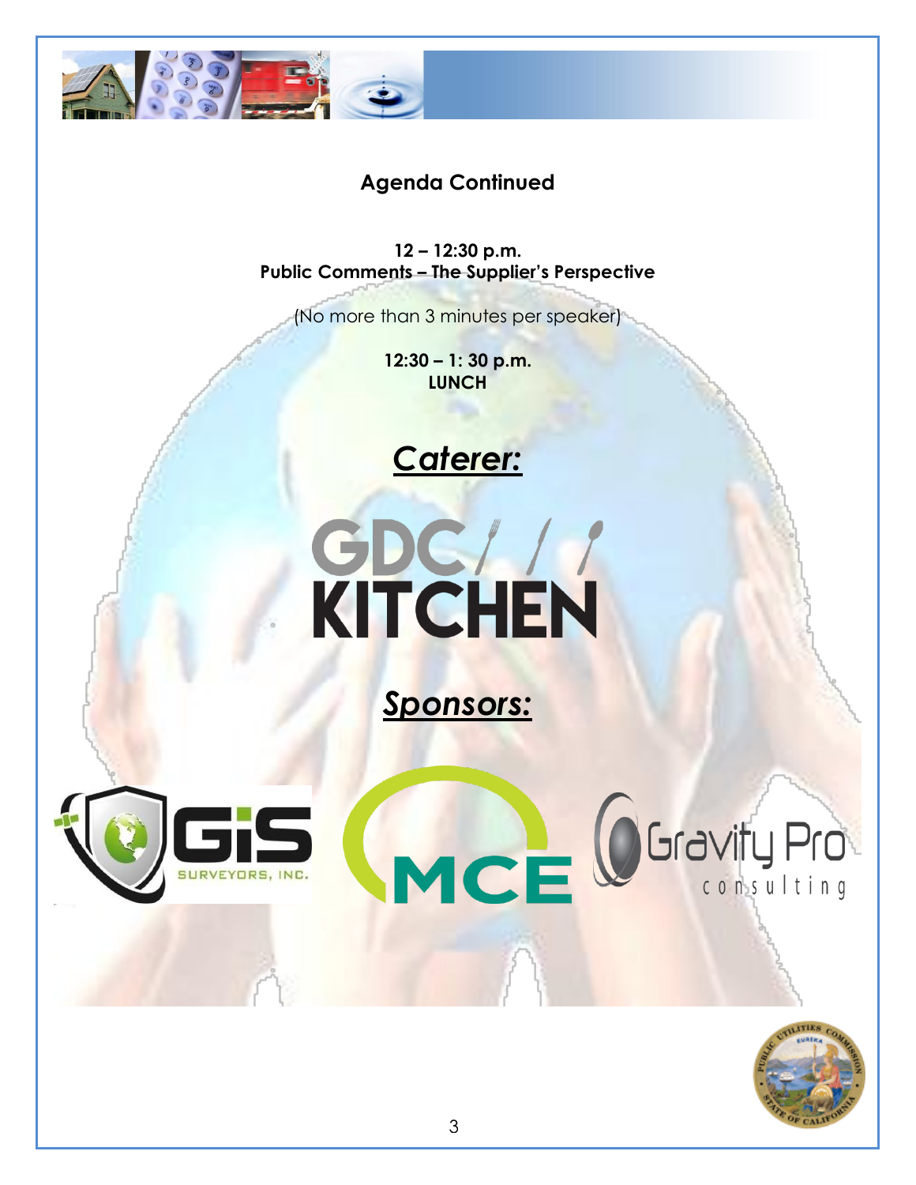## Agenda Continued

**12 – 12:30 p.m.**
**Public Comments – The Supplier's Perspective**

(No more than 3 minutes per speaker)

**12:30 – 1: 30 p.m.**
**LUNCH**

***Caterer:***

GDC KITCHEN

***Sponsors:***

GIS SURVEYORS, INC.

MCE

Gravity Pro consulting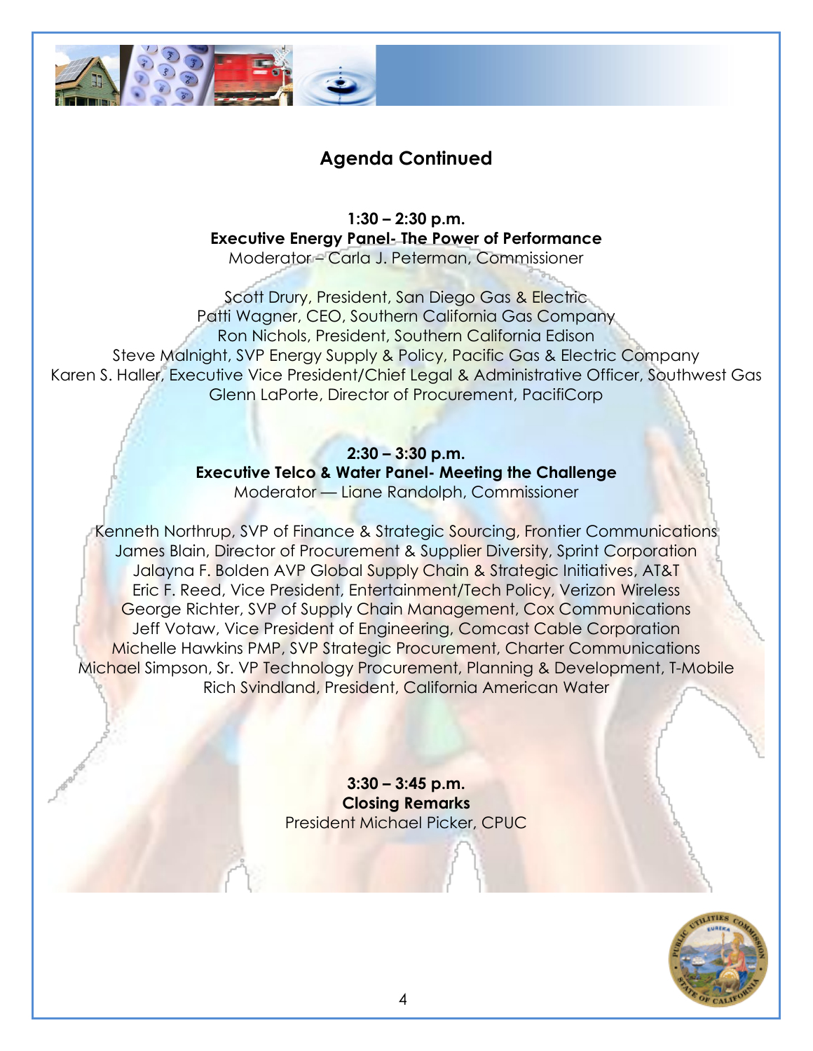## Agenda Continued

**1:30 – 2:30 p.m.**
**Executive Energy Panel- The Power of Performance**
Moderator – Carla J. Peterman, Commissioner

Scott Drury, President, San Diego Gas & Electric
Patti Wagner, CEO, Southern California Gas Company
Ron Nichols, President, Southern California Edison
Steve Malnight, SVP Energy Supply & Policy, Pacific Gas & Electric Company
Karen S. Haller, Executive Vice President/Chief Legal & Administrative Officer, Southwest Gas
Glenn LaPorte, Director of Procurement, PacifiCorp

**2:30 – 3:30 p.m.**
**Executive Telco & Water Panel- Meeting the Challenge**
Moderator — Liane Randolph, Commissioner

Kenneth Northrup, SVP of Finance & Strategic Sourcing, Frontier Communications
James Blain, Director of Procurement & Supplier Diversity, Sprint Corporation
Jalayna F. Bolden AVP Global Supply Chain & Strategic Initiatives, AT&T
Eric F. Reed, Vice President, Entertainment/Tech Policy, Verizon Wireless
George Richter, SVP of Supply Chain Management, Cox Communications
Jeff Votaw, Vice President of Engineering, Comcast Cable Corporation
Michelle Hawkins PMP, SVP Strategic Procurement, Charter Communications
Michael Simpson, Sr. VP Technology Procurement, Planning & Development, T-Mobile
Rich Svindland, President, California American Water

**3:30 – 3:45 p.m.**
**Closing Remarks**
President Michael Picker, CPUC